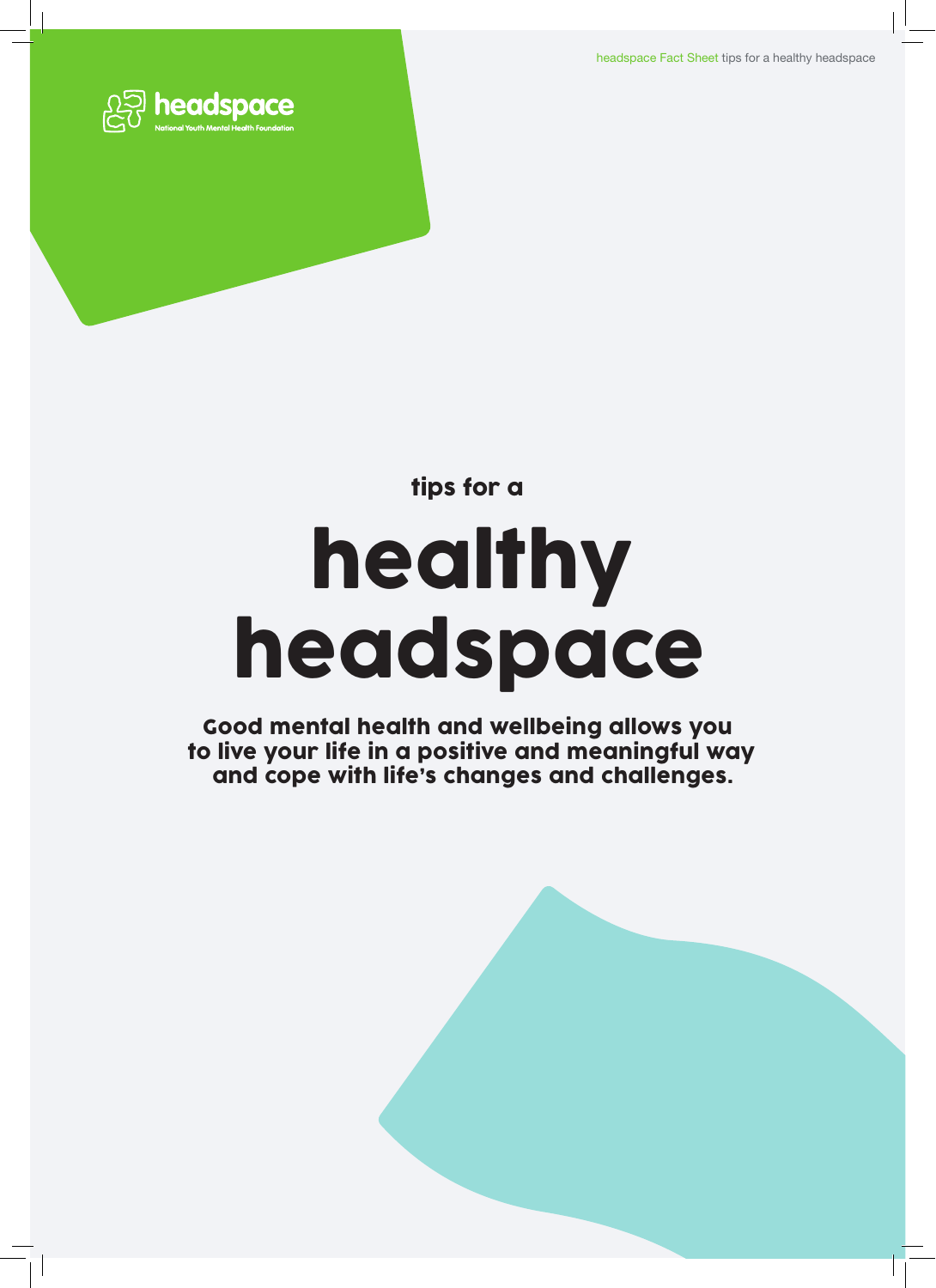headspace
National Youth Mental Health Foundation

tips for a

# healthy headspace

**Good mental health and wellbeing allows you to live your life in a positive and meaningful way and cope with life's changes and challenges.**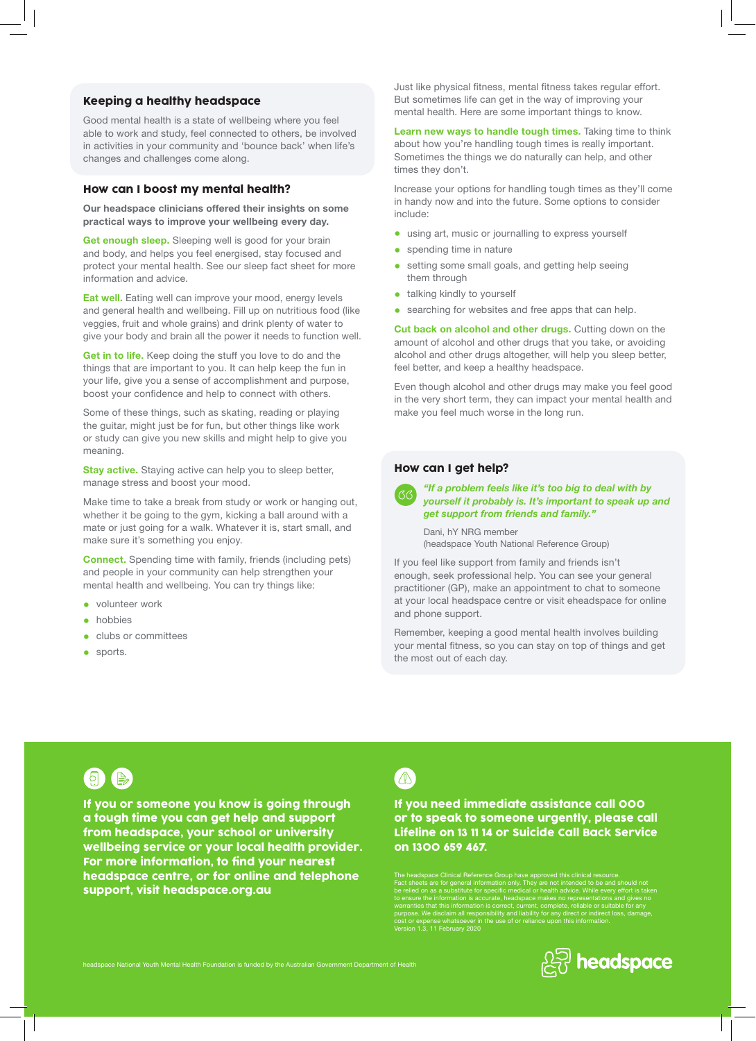## Keeping a healthy headspace

Good mental health is a state of wellbeing where you feel able to work and study, feel connected to others, be involved in activities in your community and 'bounce back' when life's changes and challenges come along.

## How can I boost my mental health?

**Our headspace clinicians offered their insights on some practical ways to improve your wellbeing every day.**

**Get enough sleep.** Sleeping well is good for your brain and body, and helps you feel energised, stay focused and protect your mental health. See our sleep fact sheet for more information and advice.

**Eat well.** Eating well can improve your mood, energy levels and general health and wellbeing. Fill up on nutritious food (like veggies, fruit and whole grains) and drink plenty of water to give your body and brain all the power it needs to function well.

**Get in to life.** Keep doing the stuff you love to do and the things that are important to you. It can help keep the fun in your life, give you a sense of accomplishment and purpose, boost your confidence and help to connect with others.

Some of these things, such as skating, reading or playing the guitar, might just be for fun, but other things like work or study can give you new skills and might help to give you meaning.

**Stay active.** Staying active can help you to sleep better, manage stress and boost your mood.

Make time to take a break from study or work or hanging out, whether it be going to the gym, kicking a ball around with a mate or just going for a walk. Whatever it is, start small, and make sure it's something you enjoy.

**Connect.** Spending time with family, friends (including pets) and people in your community can help strengthen your mental health and wellbeing. You can try things like:

- volunteer work
- hobbies
- clubs or committees
- sports.

Just like physical fitness, mental fitness takes regular effort. But sometimes life can get in the way of improving your mental health. Here are some important things to know.

**Learn new ways to handle tough times.** Taking time to think about how you're handling tough times is really important. Sometimes the things we do naturally can help, and other times they don't.

Increase your options for handling tough times as they'll come in handy now and into the future. Some options to consider include:

- using art, music or journalling to express yourself
- spending time in nature
- setting some small goals, and getting help seeing them through
- talking kindly to yourself
- searching for websites and free apps that can help.

**Cut back on alcohol and other drugs.** Cutting down on the amount of alcohol and other drugs that you take, or avoiding alcohol and other drugs altogether, will help you sleep better, feel better, and keep a healthy headspace.

Even though alcohol and other drugs may make you feel good in the very short term, they can impact your mental health and make you feel much worse in the long run.

## How can I get help?

> ***"If a problem feels like it's too big to deal with by yourself it probably is. It's important to speak up and get support from friends and family."***
>
> Dani, hY NRG member
> (headspace Youth National Reference Group)

If you feel like support from family and friends isn't enough, seek professional help. You can see your general practitioner (GP), make an appointment to chat to someone at your local headspace centre or visit eheadspace for online and phone support.

Remember, keeping a good mental health involves building your mental fitness, so you can stay on top of things and get the most out of each day.

**If you or someone you know is going through a tough time you can get help and support from headspace, your school or university wellbeing service or your local health provider. For more information, to find your nearest headspace centre, or for online and telephone support, visit headspace.org.au**

**If you need immediate assistance call 000 or to speak to someone urgently, please call Lifeline on 13 11 14 or Suicide Call Back Service on 1300 659 467.**

The headspace Clinical Reference Group have approved this clinical resource. Fact sheets are for general information only. They are not intended to be and should not be relied on as a substitute for specific medical or health advice. While every effort is taken to ensure the information is accurate, headspace makes no representations and gives no warranties that this information is correct, current, complete, reliable or suitable for any purpose. We disclaim all responsibility and liability for any direct or indirect loss, damage, cost or expense whatsoever in the use of or reliance upon this information.
Version 1.3, 11 February 2020

headspace National Youth Mental Health Foundation is funded by the Australian Government Department of Health

headspace